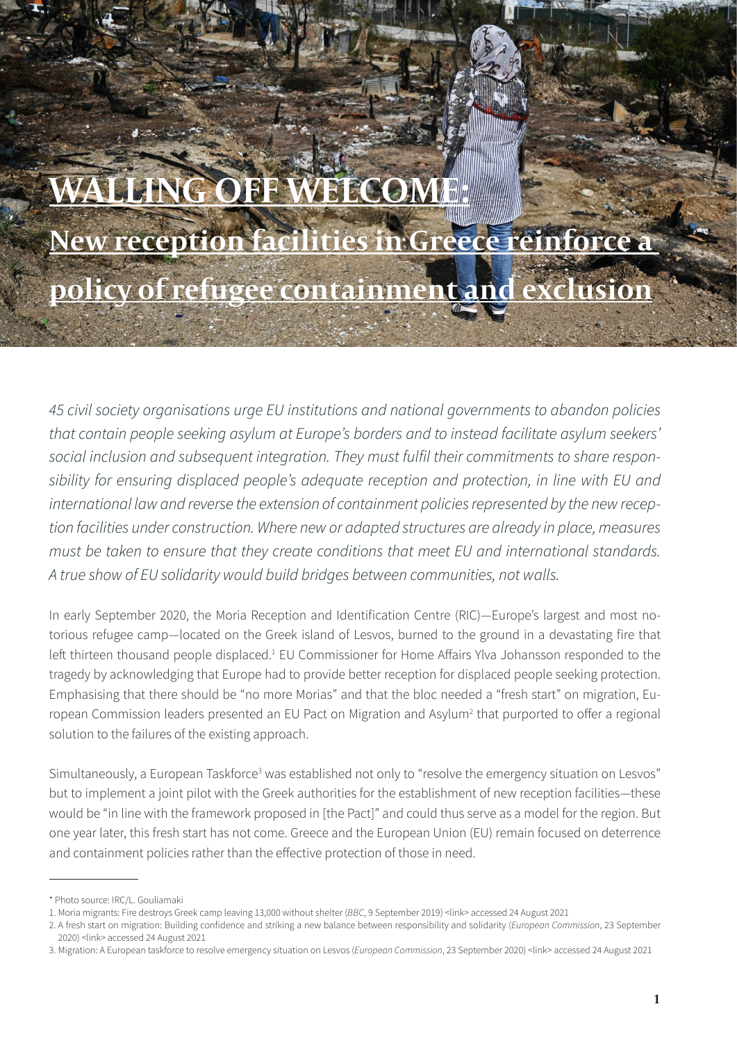# WALLING OFF WELCOME:

## New reception facilities in Greece reinforce a policy of refugee containment and exclusion

*45 civil society organisations urge EU institutions and national governments to abandon policies that contain people seeking asylum at Europe's borders and to instead facilitate asylum seekers' social inclusion and subsequent integration. They must fulfil their commitments to share responsibility for ensuring displaced people's adequate reception and protection, in line with EU and international law and reverse the extension of containment policies represented by the new reception facilities under construction. Where new or adapted structures are already in place, measures must be taken to ensure that they create conditions that meet EU and international standards. A true show of EU solidarity would build bridges between communities, not walls.*

In early September 2020, the Moria Reception and Identification Centre (RIC)—Europe's largest and most notorious refugee camp—located on the Greek island of Lesvos, burned to the ground in a devastating fire that left thirteen thousand people displaced.[1] EU Commissioner for Home Affairs Ylva Johansson responded to the tragedy by acknowledging that Europe had to provide better reception for displaced people seeking protection. Emphasising that there should be "no more Morias" and that the bloc needed a "fresh start" on migration, European Commission leaders presented an EU Pact on Migration and Asylum[2] that purported to offer a regional solution to the failures of the existing approach.

Simultaneously, a European Taskforce[3] was established not only to "resolve the emergency situation on Lesvos" but to implement a joint pilot with the Greek authorities for the establishment of new reception facilities—these would be "in line with the framework proposed in [the Pact]" and could thus serve as a model for the region. But one year later, this fresh start has not come. Greece and the European Union (EU) remain focused on deterrence and containment policies rather than the effective protection of those in need.

---

\* Photo source: IRC/L. Gouliamaki

1. Moria migrants: Fire destroys Greek camp leaving 13,000 without shelter (*BBC*, 9 September 2019) <link> accessed 24 August 2021
2. A fresh start on migration: Building confidence and striking a new balance between responsibility and solidarity (*European Commission*, 23 September 2020) <link> accessed 24 August 2021
3. Migration: A European taskforce to resolve emergency situation on Lesvos (*European Commission*, 23 September 2020) <link> accessed 24 August 2021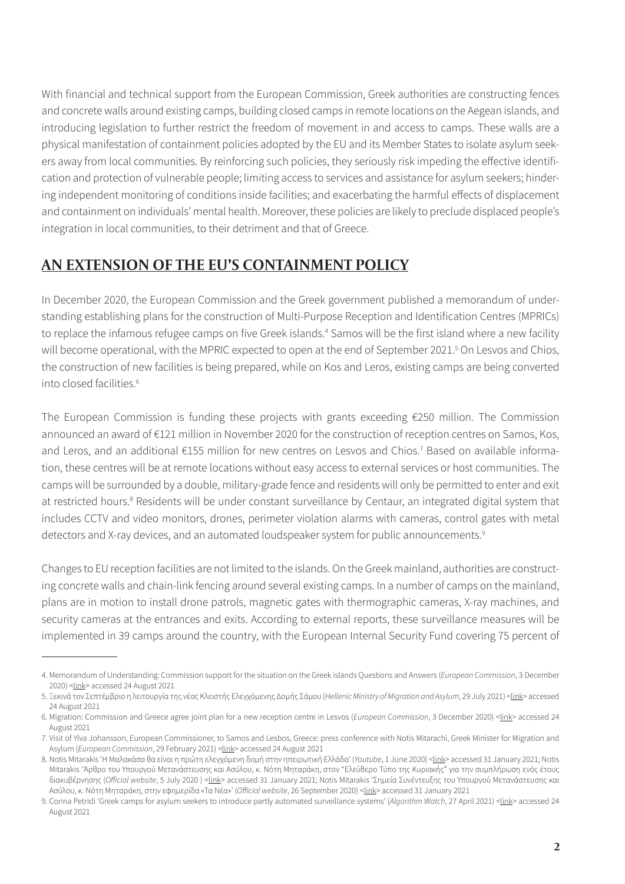With financial and technical support from the European Commission, Greek authorities are constructing fences and concrete walls around existing camps, building closed camps in remote locations on the Aegean islands, and introducing legislation to further restrict the freedom of movement in and access to camps. These walls are a physical manifestation of containment policies adopted by the EU and its Member States to isolate asylum seekers away from local communities. By reinforcing such policies, they seriously risk impeding the effective identification and protection of vulnerable people; limiting access to services and assistance for asylum seekers; hindering independent monitoring of conditions inside facilities; and exacerbating the harmful effects of displacement and containment on individuals' mental health. Moreover, these policies are likely to preclude displaced people's integration in local communities, to their detriment and that of Greece.

## AN EXTENSION OF THE EU'S CONTAINMENT POLICY

In December 2020, the European Commission and the Greek government published a memorandum of understanding establishing plans for the construction of Multi-Purpose Reception and Identification Centres (MPRICs) to replace the infamous refugee camps on five Greek islands.[4] Samos will be the first island where a new facility will become operational, with the MPRIC expected to open at the end of September 2021.[5] On Lesvos and Chios, the construction of new facilities is being prepared, while on Kos and Leros, existing camps are being converted into closed facilities.[6]

The European Commission is funding these projects with grants exceeding €250 million. The Commission announced an award of €121 million in November 2020 for the construction of reception centres on Samos, Kos, and Leros, and an additional €155 million for new centres on Lesvos and Chios.[7] Based on available information, these centres will be at remote locations without easy access to external services or host communities. The camps will be surrounded by a double, military-grade fence and residents will only be permitted to enter and exit at restricted hours.[8] Residents will be under constant surveillance by Centaur, an integrated digital system that includes CCTV and video monitors, drones, perimeter violation alarms with cameras, control gates with metal detectors and X-ray devices, and an automated loudspeaker system for public announcements.[9]

Changes to EU reception facilities are not limited to the islands. On the Greek mainland, authorities are constructing concrete walls and chain-link fencing around several existing camps. In a number of camps on the mainland, plans are in motion to install drone patrols, magnetic gates with thermographic cameras, X-ray machines, and security cameras at the entrances and exits. According to external reports, these surveillance measures will be implemented in 39 camps around the country, with the European Internal Security Fund covering 75 percent of

---

4. Memorandum of Understanding: Commission support for the situation on the Greek islands Questions and Answers (*European Commission*, 3 December 2020) <link> accessed 24 August 2021

5. Ξεκινά τον Σεπτέμβριο η λειτουργία της νέας Κλειστής Ελεγχόμενης Δομής Σάμου (*Hellenic Ministry of Migration and Asylum*, 29 July 2021) <link> accessed 24 August 2021

6. Migration: Commission and Greece agree joint plan for a new reception centre in Lesvos (*European Commission*, 3 December 2020) <link> accessed 24 August 2021

7. Visit of Ylva Johansson, European Commissioner, to Samos and Lesbos, Greece: press conference with Notis Mitarachi, Greek Minister for Migration and Asylum (*European Commission*, 29 February 2021) <link> accessed 24 August 2021

8. Notis Mitarakis 'Η Μαλακάσα θα είναι η πρώτη ελεγχόμενη δομή στην ηπειρωτική Ελλάδα' (*Youtube*, 1 June 2020) <link> accessed 31 January 2021; Notis Mitarakis 'Άρθρο του Υπουργού Μετανάστευσης και Ασύλου, κ. Νότη Μηταράκη, στον "Ελεύθερο Τύπο της Κυριακής" για την συμπλήρωση ενός έτους διακυβέρνησης (*Official website*, 5 July 2020 ) <link> accessed 31 January 2021; Notis Mitarakis 'Σημεία Συνέντευξης του Υπουργού Μετανάστευσης και Ασύλου, κ. Νότη Μηταράκη, στην εφημερίδα «Τα Νέα»' (*Official website*, 26 September 2020) <link> accessed 31 January 2021

9. Corina Petridi 'Greek camps for asylum seekers to introduce partly automated surveillance systems' (*Algorithm Watch*, 27 April 2021) <link> accessed 24 August 2021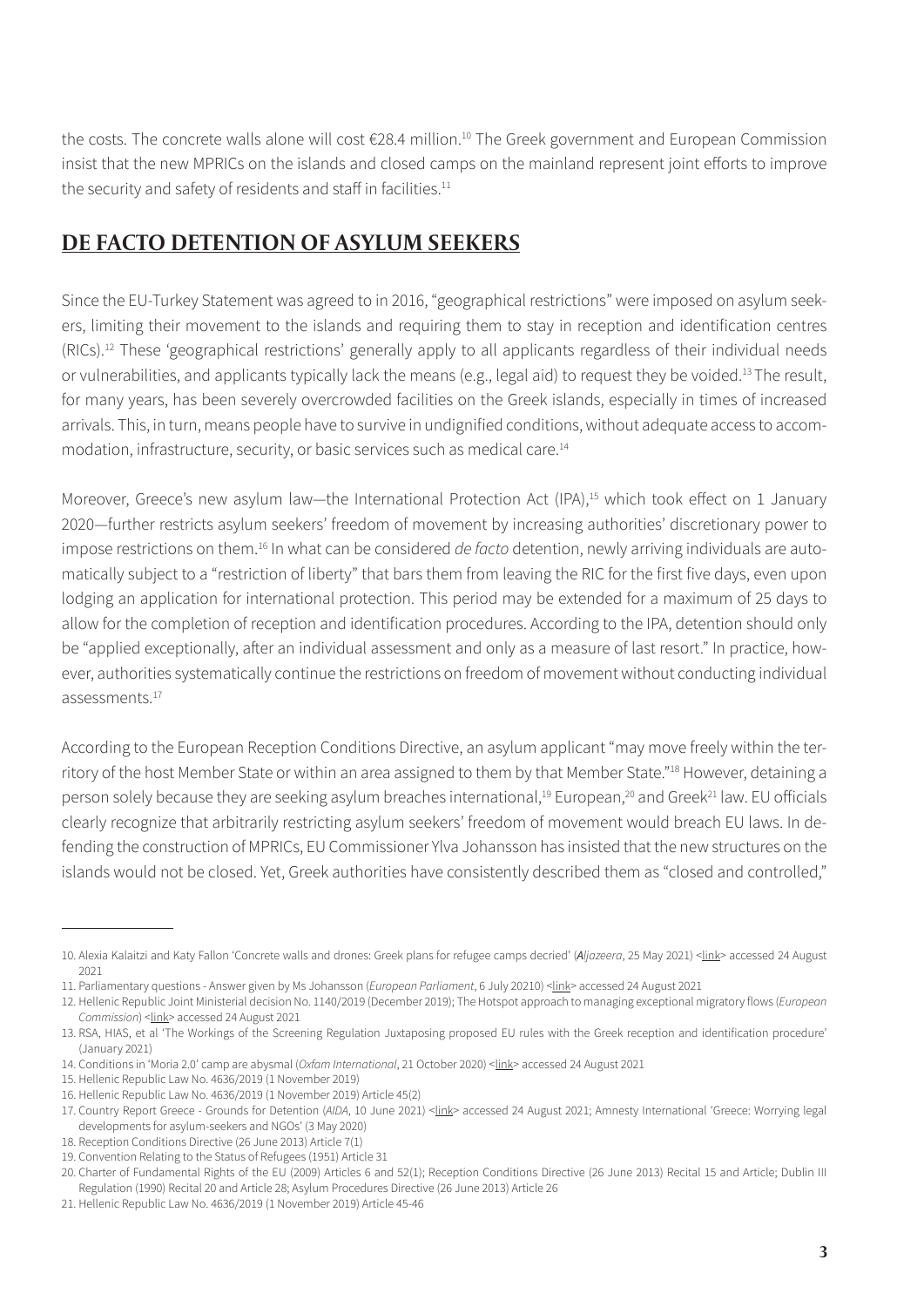the costs. The concrete walls alone will cost €28.4 million.[10] The Greek government and European Commission insist that the new MPRICs on the islands and closed camps on the mainland represent joint efforts to improve the security and safety of residents and staff in facilities.[11]

## DE FACTO DETENTION OF ASYLUM SEEKERS

Since the EU-Turkey Statement was agreed to in 2016, "geographical restrictions" were imposed on asylum seekers, limiting their movement to the islands and requiring them to stay in reception and identification centres (RICs).[12] These 'geographical restrictions' generally apply to all applicants regardless of their individual needs or vulnerabilities, and applicants typically lack the means (e.g., legal aid) to request they be voided.[13] The result, for many years, has been severely overcrowded facilities on the Greek islands, especially in times of increased arrivals. This, in turn, means people have to survive in undignified conditions, without adequate access to accommodation, infrastructure, security, or basic services such as medical care.[14]

Moreover, Greece's new asylum law—the International Protection Act (IPA),[15] which took effect on 1 January 2020—further restricts asylum seekers' freedom of movement by increasing authorities' discretionary power to impose restrictions on them.[16] In what can be considered *de facto* detention, newly arriving individuals are automatically subject to a "restriction of liberty" that bars them from leaving the RIC for the first five days, even upon lodging an application for international protection. This period may be extended for a maximum of 25 days to allow for the completion of reception and identification procedures. According to the IPA, detention should only be "applied exceptionally, after an individual assessment and only as a measure of last resort." In practice, however, authorities systematically continue the restrictions on freedom of movement without conducting individual assessments.[17]

According to the European Reception Conditions Directive, an asylum applicant "may move freely within the territory of the host Member State or within an area assigned to them by that Member State."[18] However, detaining a person solely because they are seeking asylum breaches international,[19] European,[20] and Greek[21] law. EU officials clearly recognize that arbitrarily restricting asylum seekers' freedom of movement would breach EU laws. In defending the construction of MPRICs, EU Commissioner Ylva Johansson has insisted that the new structures on the islands would not be closed. Yet, Greek authorities have consistently described them as "closed and controlled,"

---

10. Alexia Kalaitzi and Katy Fallon 'Concrete walls and drones: Greek plans for refugee camps decried' (*Aljazeera*, 25 May 2021) <link> accessed 24 August 2021

11. Parliamentary questions - Answer given by Ms Johansson (*European Parliament*, 6 July 20210) <link> accessed 24 August 2021

12. Hellenic Republic Joint Ministerial decision No. 1140/2019 (December 2019); The Hotspot approach to managing exceptional migratory flows (*European Commission*) <link> accessed 24 August 2021

13. RSA, HIAS, et al 'The Workings of the Screening Regulation Juxtaposing proposed EU rules with the Greek reception and identification procedure' (January 2021)

14. Conditions in 'Moria 2.0' camp are abysmal (*Oxfam International*, 21 October 2020) <link> accessed 24 August 2021

15. Hellenic Republic Law No. 4636/2019 (1 November 2019)

16. Hellenic Republic Law No. 4636/2019 (1 November 2019) Article 45(2)

17. Country Report Greece - Grounds for Detention (*AIDA*, 10 June 2021) <link> accessed 24 August 2021; Amnesty International 'Greece: Worrying legal developments for asylum-seekers and NGOs' (3 May 2020)

18. Reception Conditions Directive (26 June 2013) Article 7(1)

19. Convention Relating to the Status of Refugees (1951) Article 31

20. Charter of Fundamental Rights of the EU (2009) Articles 6 and 52(1); Reception Conditions Directive (26 June 2013) Recital 15 and Article; Dublin III Regulation (1990) Recital 20 and Article 28; Asylum Procedures Directive (26 June 2013) Article 26

21. Hellenic Republic Law No. 4636/2019 (1 November 2019) Article 45-46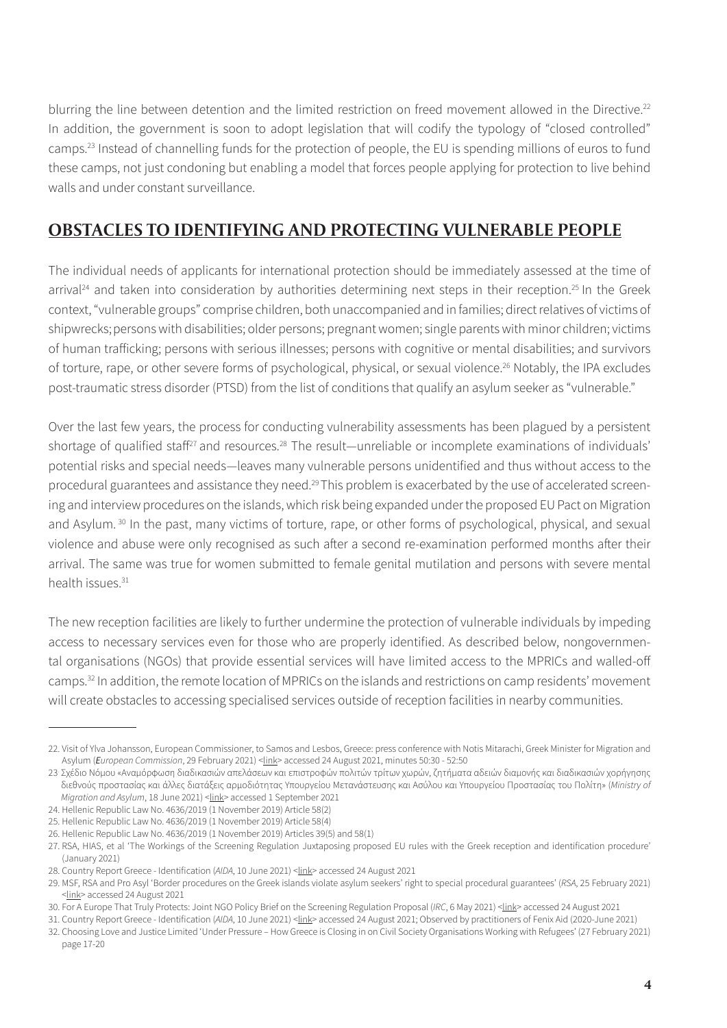blurring the line between detention and the limited restriction on freed movement allowed in the Directive.[22] In addition, the government is soon to adopt legislation that will codify the typology of "closed controlled" camps.[23] Instead of channelling funds for the protection of people, the EU is spending millions of euros to fund these camps, not just condoning but enabling a model that forces people applying for protection to live behind walls and under constant surveillance.

## OBSTACLES TO IDENTIFYING AND PROTECTING VULNERABLE PEOPLE

The individual needs of applicants for international protection should be immediately assessed at the time of arrival[24] and taken into consideration by authorities determining next steps in their reception.[25] In the Greek context, "vulnerable groups" comprise children, both unaccompanied and in families; direct relatives of victims of shipwrecks; persons with disabilities; older persons; pregnant women; single parents with minor children; victims of human trafficking; persons with serious illnesses; persons with cognitive or mental disabilities; and survivors of torture, rape, or other severe forms of psychological, physical, or sexual violence.[26] Notably, the IPA excludes post-traumatic stress disorder (PTSD) from the list of conditions that qualify an asylum seeker as "vulnerable."

Over the last few years, the process for conducting vulnerability assessments has been plagued by a persistent shortage of qualified staff[27] and resources.[28] The result—unreliable or incomplete examinations of individuals' potential risks and special needs—leaves many vulnerable persons unidentified and thus without access to the procedural guarantees and assistance they need.[29] This problem is exacerbated by the use of accelerated screening and interview procedures on the islands, which risk being expanded under the proposed EU Pact on Migration and Asylum.[30] In the past, many victims of torture, rape, or other forms of psychological, physical, and sexual violence and abuse were only recognised as such after a second re-examination performed months after their arrival. The same was true for women submitted to female genital mutilation and persons with severe mental health issues.[31]

The new reception facilities are likely to further undermine the protection of vulnerable individuals by impeding access to necessary services even for those who are properly identified. As described below, nongovernmental organisations (NGOs) that provide essential services will have limited access to the MPRICs and walled-off camps.[32] In addition, the remote location of MPRICs on the islands and restrictions on camp residents' movement will create obstacles to accessing specialised services outside of reception facilities in nearby communities.

---

22. Visit of Ylva Johansson, European Commissioner, to Samos and Lesbos, Greece: press conference with Notis Mitarachi, Greek Minister for Migration and Asylum (*European Commission*, 29 February 2021) <link> accessed 24 August 2021, minutes 50:30 - 52:50
23. Σχέδιο Νόμου «Αναμόρφωση διαδικασιών απελάσεων και επιστροφών πολιτών τρίτων χωρών, ζητήματα αδειών διαμονής και διαδικασιών χορήγησης διεθνούς προστασίας και άλλες διατάξεις αρμοδιότητας Υπουργείου Μετανάστευσης και Ασύλου και Υπουργείου Προστασίας του Πολίτη» (*Ministry of Migration and Asylum*, 18 June 2021) <link> accessed 1 September 2021
24. Hellenic Republic Law No. 4636/2019 (1 November 2019) Article 58(2)
25. Hellenic Republic Law No. 4636/2019 (1 November 2019) Article 58(4)
26. Hellenic Republic Law No. 4636/2019 (1 November 2019) Articles 39(5) and 58(1)
27. RSA, HIAS, et al 'The Workings of the Screening Regulation Juxtaposing proposed EU rules with the Greek reception and identification procedure' (January 2021)
28. Country Report Greece - Identification (*AIDA*, 10 June 2021) <link> accessed 24 August 2021
29. MSF, RSA and Pro Asyl 'Border procedures on the Greek islands violate asylum seekers' right to special procedural guarantees' (*RSA*, 25 February 2021) <link> accessed 24 August 2021
30. For A Europe That Truly Protects: Joint NGO Policy Brief on the Screening Regulation Proposal (*IRC*, 6 May 2021) <link> accessed 24 August 2021
31. Country Report Greece - Identification (*AIDA*, 10 June 2021) <link> accessed 24 August 2021; Observed by practitioners of Fenix Aid (2020-June 2021)
32. Choosing Love and Justice Limited 'Under Pressure – How Greece is Closing in on Civil Society Organisations Working with Refugees' (27 February 2021) page 17-20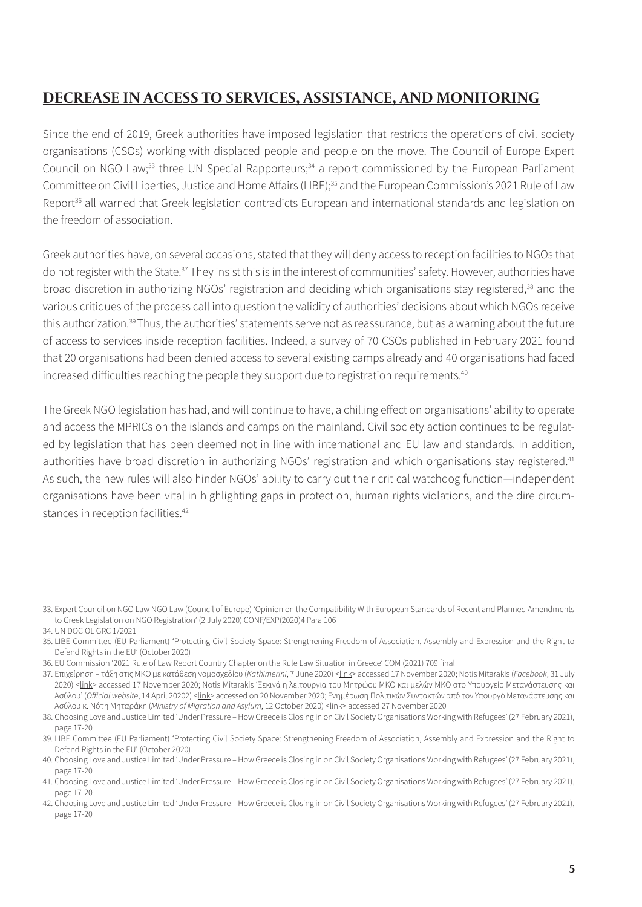## DECREASE IN ACCESS TO SERVICES, ASSISTANCE, AND MONITORING

Since the end of 2019, Greek authorities have imposed legislation that restricts the operations of civil society organisations (CSOs) working with displaced people and people on the move. The Council of Europe Expert Council on NGO Law;[33] three UN Special Rapporteurs;[34] a report commissioned by the European Parliament Committee on Civil Liberties, Justice and Home Affairs (LIBE);[35] and the European Commission's 2021 Rule of Law Report[36] all warned that Greek legislation contradicts European and international standards and legislation on the freedom of association.

Greek authorities have, on several occasions, stated that they will deny access to reception facilities to NGOs that do not register with the State.[37] They insist this is in the interest of communities' safety. However, authorities have broad discretion in authorizing NGOs' registration and deciding which organisations stay registered,[38] and the various critiques of the process call into question the validity of authorities' decisions about which NGOs receive this authorization.[39] Thus, the authorities' statements serve not as reassurance, but as a warning about the future of access to services inside reception facilities. Indeed, a survey of 70 CSOs published in February 2021 found that 20 organisations had been denied access to several existing camps already and 40 organisations had faced increased difficulties reaching the people they support due to registration requirements.[40]

The Greek NGO legislation has had, and will continue to have, a chilling effect on organisations' ability to operate and access the MPRICs on the islands and camps on the mainland. Civil society action continues to be regulated by legislation that has been deemed not in line with international and EU law and standards. In addition, authorities have broad discretion in authorizing NGOs' registration and which organisations stay registered.[41] As such, the new rules will also hinder NGOs' ability to carry out their critical watchdog function—independent organisations have been vital in highlighting gaps in protection, human rights violations, and the dire circumstances in reception facilities.[42]

---

33. Expert Council on NGO Law NGO Law (Council of Europe) 'Opinion on the Compatibility With European Standards of Recent and Planned Amendments to Greek Legislation on NGO Registration' (2 July 2020) CONF/EXP(2020)4 Para 106
34. UN DOC OL GRC 1/2021
35. LIBE Committee (EU Parliament) 'Protecting Civil Society Space: Strengthening Freedom of Association, Assembly and Expression and the Right to Defend Rights in the EU' (October 2020)
36. EU Commission '2021 Rule of Law Report Country Chapter on the Rule Law Situation in Greece' COM (2021) 709 final
37. Επιχείρηση – τάξη στις ΜΚΟ με κατάθεση νομοσχεδίου (*Kathimerini*, 7 June 2020) <link> accessed 17 November 2020; Notis Mitarakis (*Facebook*, 31 July 2020) <link> accessed 17 November 2020; Notis Mitarakis 'Ξεκινά η λειτουργία του Μητρώου ΜΚΟ και μελών ΜΚΟ στο Υπουργείο Μετανάστευσης και Ασύλου' (*Official website*, 14 April 20202) <link> accessed on 20 November 2020; Ενημέρωση Πολιτικών Συντακτών από τον Υπουργό Μετανάστευσης και Ασύλου κ. Νότη Μηταράκη (*Ministry of Migration and Asylum*, 12 October 2020) <link> accessed 27 November 2020
38. Choosing Love and Justice Limited 'Under Pressure – How Greece is Closing in on Civil Society Organisations Working with Refugees' (27 February 2021), page 17-20
39. LIBE Committee (EU Parliament) 'Protecting Civil Society Space: Strengthening Freedom of Association, Assembly and Expression and the Right to Defend Rights in the EU' (October 2020)
40. Choosing Love and Justice Limited 'Under Pressure – How Greece is Closing in on Civil Society Organisations Working with Refugees' (27 February 2021), page 17-20
41. Choosing Love and Justice Limited 'Under Pressure – How Greece is Closing in on Civil Society Organisations Working with Refugees' (27 February 2021), page 17-20
42. Choosing Love and Justice Limited 'Under Pressure – How Greece is Closing in on Civil Society Organisations Working with Refugees' (27 February 2021), page 17-20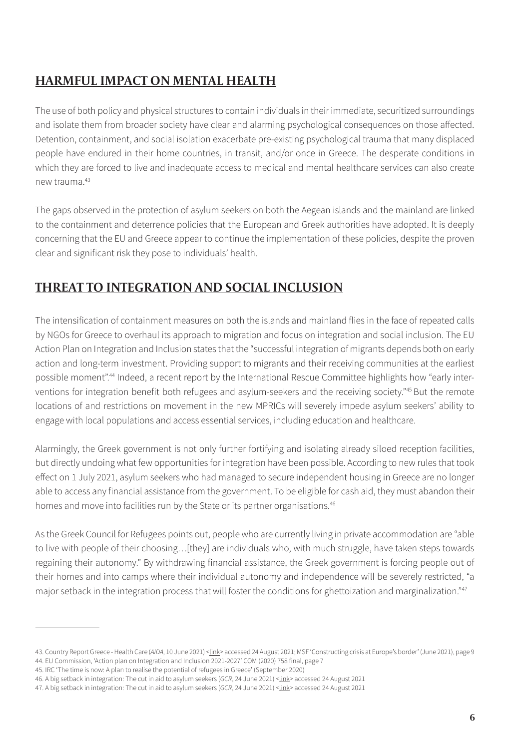## HARMFUL IMPACT ON MENTAL HEALTH

The use of both policy and physical structures to contain individuals in their immediate, securitized surroundings and isolate them from broader society have clear and alarming psychological consequences on those affected. Detention, containment, and social isolation exacerbate pre-existing psychological trauma that many displaced people have endured in their home countries, in transit, and/or once in Greece. The desperate conditions in which they are forced to live and inadequate access to medical and mental healthcare services can also create new trauma.[43]

The gaps observed in the protection of asylum seekers on both the Aegean islands and the mainland are linked to the containment and deterrence policies that the European and Greek authorities have adopted. It is deeply concerning that the EU and Greece appear to continue the implementation of these policies, despite the proven clear and significant risk they pose to individuals' health.

## THREAT TO INTEGRATION AND SOCIAL INCLUSION

The intensification of containment measures on both the islands and mainland flies in the face of repeated calls by NGOs for Greece to overhaul its approach to migration and focus on integration and social inclusion. The EU Action Plan on Integration and Inclusion states that the "successful integration of migrants depends both on early action and long-term investment. Providing support to migrants and their receiving communities at the earliest possible moment".[44] Indeed, a recent report by the International Rescue Committee highlights how "early interventions for integration benefit both refugees and asylum-seekers and the receiving society."[45] But the remote locations of and restrictions on movement in the new MPRICs will severely impede asylum seekers' ability to engage with local populations and access essential services, including education and healthcare.

Alarmingly, the Greek government is not only further fortifying and isolating already siloed reception facilities, but directly undoing what few opportunities for integration have been possible. According to new rules that took effect on 1 July 2021, asylum seekers who had managed to secure independent housing in Greece are no longer able to access any financial assistance from the government. To be eligible for cash aid, they must abandon their homes and move into facilities run by the State or its partner organisations.[46]

As the Greek Council for Refugees points out, people who are currently living in private accommodation are "able to live with people of their choosing…[they] are individuals who, with much struggle, have taken steps towards regaining their autonomy." By withdrawing financial assistance, the Greek government is forcing people out of their homes and into camps where their individual autonomy and independence will be severely restricted, "a major setback in the integration process that will foster the conditions for ghettoization and marginalization."[47]

---

43. Country Report Greece - Health Care (*AIDA*, 10 June 2021) <link> accessed 24 August 2021; MSF 'Constructing crisis at Europe's border' (June 2021), page 9
44. EU Commission, 'Action plan on Integration and Inclusion 2021-2027' COM (2020) 758 final, page 7
45. IRC 'The time is now: A plan to realise the potential of refugees in Greece' (September 2020)
46. A big setback in integration: The cut in aid to asylum seekers (*GCR*, 24 June 2021) <link> accessed 24 August 2021
47. A big setback in integration: The cut in aid to asylum seekers (*GCR*, 24 June 2021) <link> accessed 24 August 2021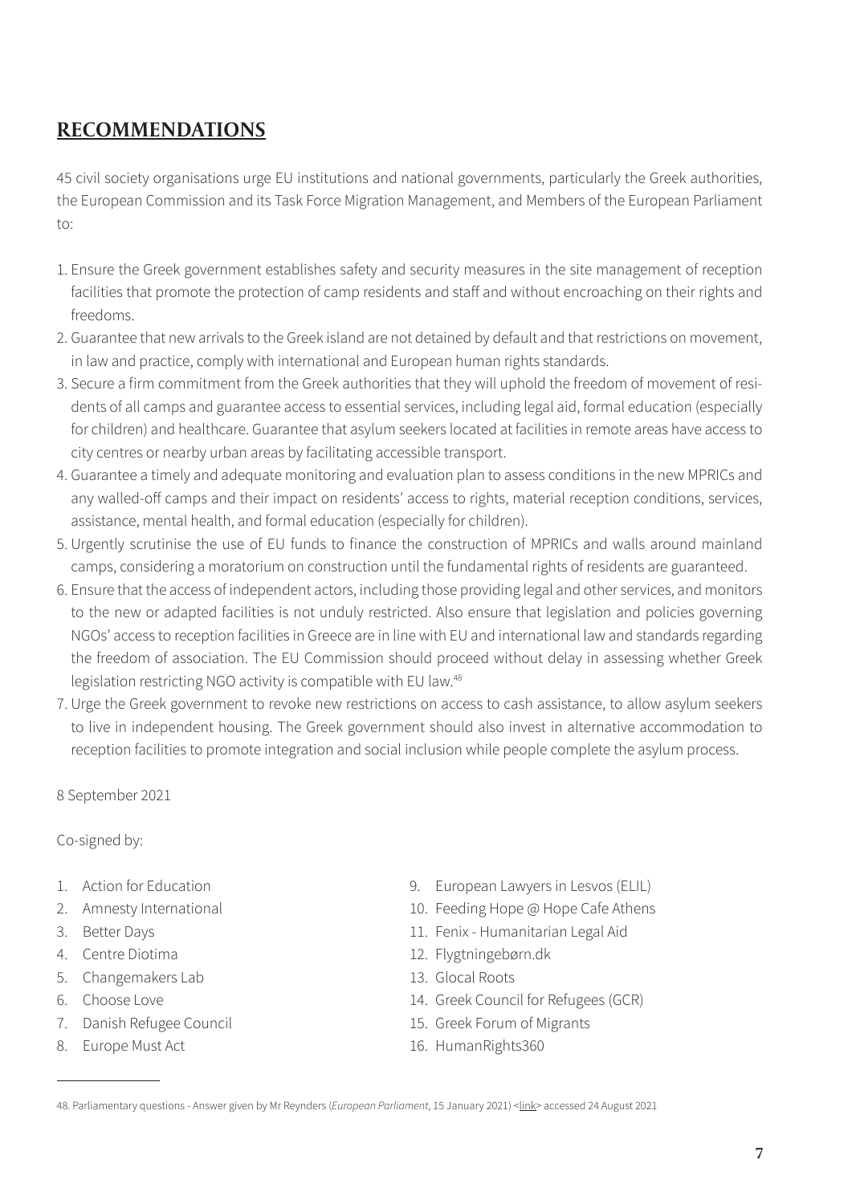## RECOMMENDATIONS

45 civil society organisations urge EU institutions and national governments, particularly the Greek authorities, the European Commission and its Task Force Migration Management, and Members of the European Parliament to:

1. Ensure the Greek government establishes safety and security measures in the site management of reception facilities that promote the protection of camp residents and staff and without encroaching on their rights and freedoms.
2. Guarantee that new arrivals to the Greek island are not detained by default and that restrictions on movement, in law and practice, comply with international and European human rights standards.
3. Secure a firm commitment from the Greek authorities that they will uphold the freedom of movement of residents of all camps and guarantee access to essential services, including legal aid, formal education (especially for children) and healthcare. Guarantee that asylum seekers located at facilities in remote areas have access to city centres or nearby urban areas by facilitating accessible transport.
4. Guarantee a timely and adequate monitoring and evaluation plan to assess conditions in the new MPRICs and any walled-off camps and their impact on residents' access to rights, material reception conditions, services, assistance, mental health, and formal education (especially for children).
5. Urgently scrutinise the use of EU funds to finance the construction of MPRICs and walls around mainland camps, considering a moratorium on construction until the fundamental rights of residents are guaranteed.
6. Ensure that the access of independent actors, including those providing legal and other services, and monitors to the new or adapted facilities is not unduly restricted. Also ensure that legislation and policies governing NGOs' access to reception facilities in Greece are in line with EU and international law and standards regarding the freedom of association. The EU Commission should proceed without delay in assessing whether Greek legislation restricting NGO activity is compatible with EU law.[48]
7. Urge the Greek government to revoke new restrictions on access to cash assistance, to allow asylum seekers to live in independent housing. The Greek government should also invest in alternative accommodation to reception facilities to promote integration and social inclusion while people complete the asylum process.

8 September 2021

Co-signed by:

1. Action for Education
2. Amnesty International
3. Better Days
4. Centre Diotima
5. Changemakers Lab
6. Choose Love
7. Danish Refugee Council
8. Europe Must Act
9. European Lawyers in Lesvos (ELIL)
10. Feeding Hope @ Hope Cafe Athens
11. Fenix - Humanitarian Legal Aid
12. Flygtningebørn.dk
13. Glocal Roots
14. Greek Council for Refugees (GCR)
15. Greek Forum of Migrants
16. HumanRights360

48. Parliamentary questions - Answer given by Mr Reynders (*European Parliament*, 15 January 2021) <link> accessed 24 August 2021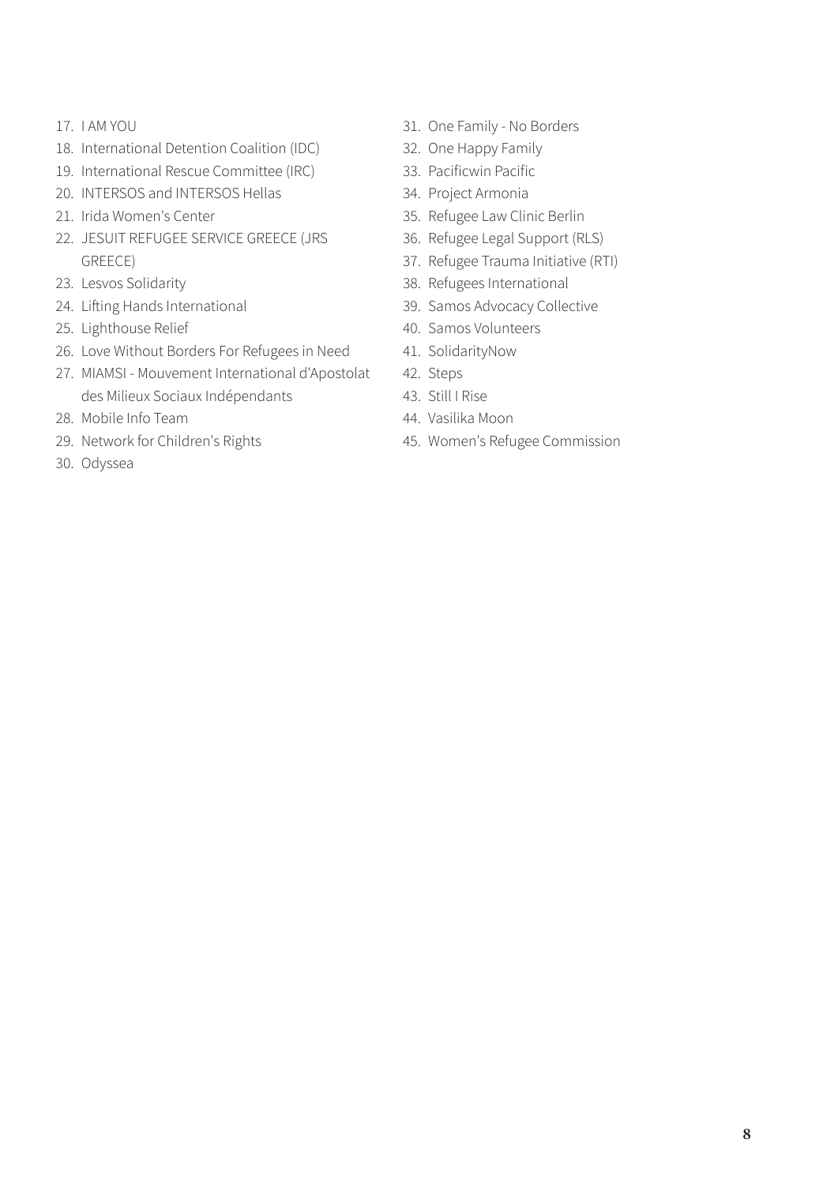17. I AM YOU
18. International Detention Coalition (IDC)
19. International Rescue Committee (IRC)
20. INTERSOS and INTERSOS Hellas
21. Irida Women's Center
22. JESUIT REFUGEE SERVICE GREECE (JRS GREECE)
23. Lesvos Solidarity
24. Lifting Hands International
25. Lighthouse Relief
26. Love Without Borders For Refugees in Need
27. MIAMSI - Mouvement International d'Apostolat des Milieux Sociaux Indépendants
28. Mobile Info Team
29. Network for Children's Rights
30. Odyssea
31. One Family - No Borders
32. One Happy Family
33. Pacificwin Pacific
34. Project Armonia
35. Refugee Law Clinic Berlin
36. Refugee Legal Support (RLS)
37. Refugee Trauma Initiative (RTI)
38. Refugees International
39. Samos Advocacy Collective
40. Samos Volunteers
41. SolidarityNow
42. Steps
43. Still I Rise
44. Vasilika Moon
45. Women's Refugee Commission